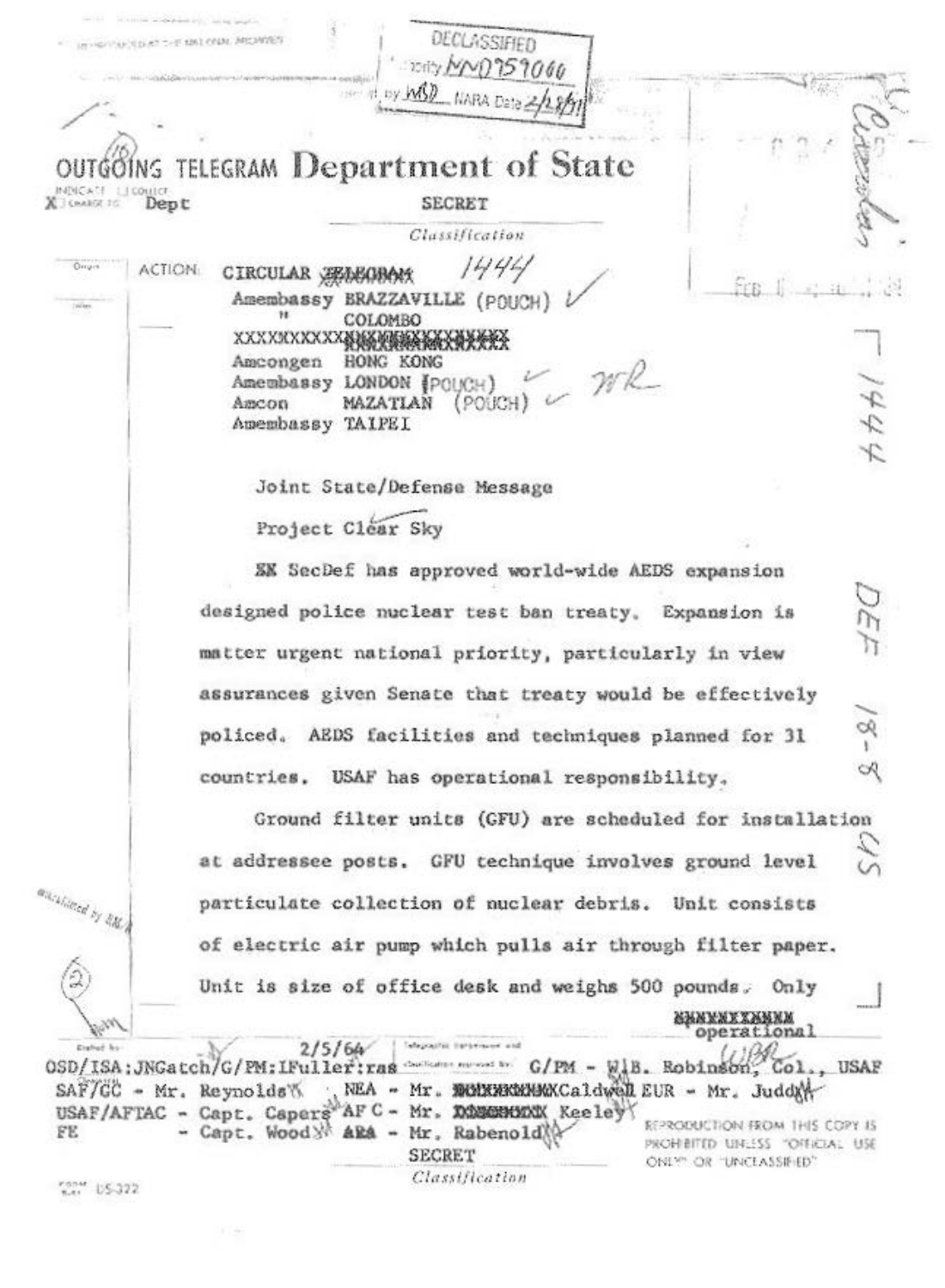DECLASSIFIED
Authority NND759060
By WSD NARA Date 2/28/11

OUTGOING TELEGRAM **Department of State**

INDICATE: ☐ COLLECT
X CHARGE TO Dept

SECRET
*Classification*

ACTION: CIRCULAR ~~TELEGRAM~~ 1444
Amembassy BRAZZAVILLE (POUCH)
" COLOMBO
XXXXXXXXXXXXXXXXXXXXXXXXX
Amcongen HONG KONG
Amembassy LONDON (POUCH)
Amcon MAZATLAN (POUCH)
Amembassy TAIPEI

Joint State/Defense Message

Project Clear Sky

XX SecDef has approved world-wide AEDS expansion designed police nuclear test ban treaty. Expansion is matter urgent national priority, particularly in view assurances given Senate that treaty would be effectively policed. AEDS facilities and techniques planned for 31 countries. USAF has operational responsibility.

Ground filter units (GFU) are scheduled for installation at addressee posts. GFU technique involves ground level particulate collection of nuclear debris. Unit consists of electric air pump which pulls air through filter paper. Unit is size of office desk and weighs 500 pounds. Only XXXXXXXXXXX operational

Drafted by: OSD/ISA:JNGatch/G/PM:IFuller:ras 2/5/64
Telegraphic transmission and classification approved by: G/PM - W.B. Robinson, Col., USAF

Clearances:
SAF/GC - Mr. Reynolds
NEA - Mr. XXXXXXXXXCaldwell
EUR - Mr. Judd
USAF/AFTAC - Capt. Capers
AF C - Mr. XXXXXXXX Keeley
FE - Capt. Wood
ARA - Mr. Rabenold

SECRET
*Classification*

REPRODUCTION FROM THIS COPY IS PROHIBITED UNLESS "OFFICIAL USE ONLY" OR "UNCLASSIFIED"

DEF 18-8 US

1444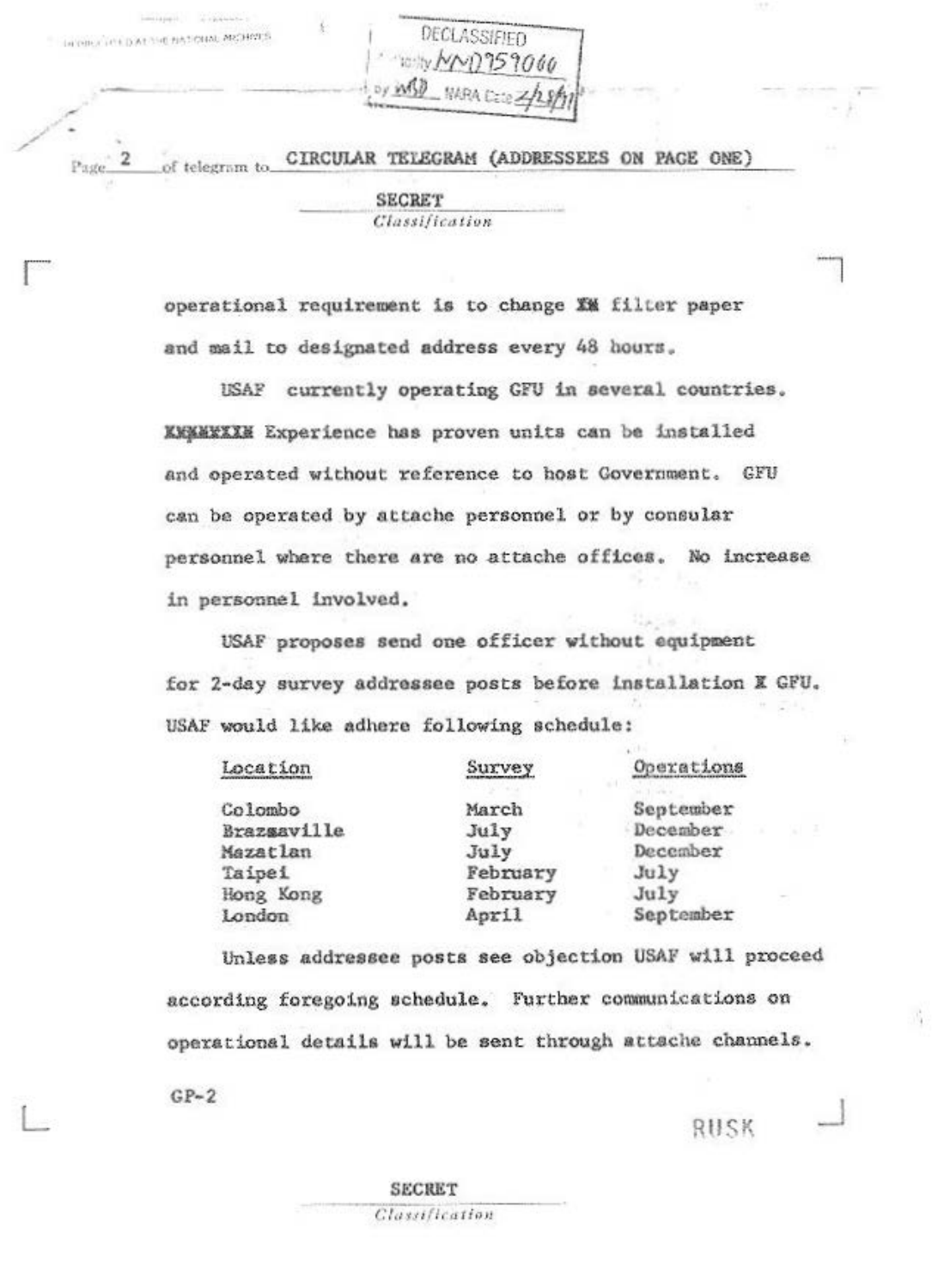DECLASSIFIED
Authority NND959060
By WSD NARA Date 2/28/11

Page 2 of telegram to CIRCULAR TELEGRAM (ADDRESSEES ON PAGE ONE)

SECRET
*Classification*

operational requirement is to change XX filter paper and mail to designated address every 48 hours.

USAF currently operating GFU in several countries. XXXXXXXX Experience has proven units can be installed and operated without reference to host Government. GFU can be operated by attache personnel or by consular personnel where there are no attache offices. No increase in personnel involved.

USAF proposes send one officer without equipment for 2-day survey addressee posts before installation X GFU. USAF would like adhere following schedule:

| Location | Survey | Operations |
|---|---|---|
| Colombo | March | September |
| Brazzaville | July | December |
| Mazatlan | July | December |
| Taipei | February | July |
| Hong Kong | February | July |
| London | April | September |

Unless addressee posts see objection USAF will proceed according foregoing schedule. Further communications on operational details will be sent through attache channels.

GP-2

RUSK

SECRET
*Classification*